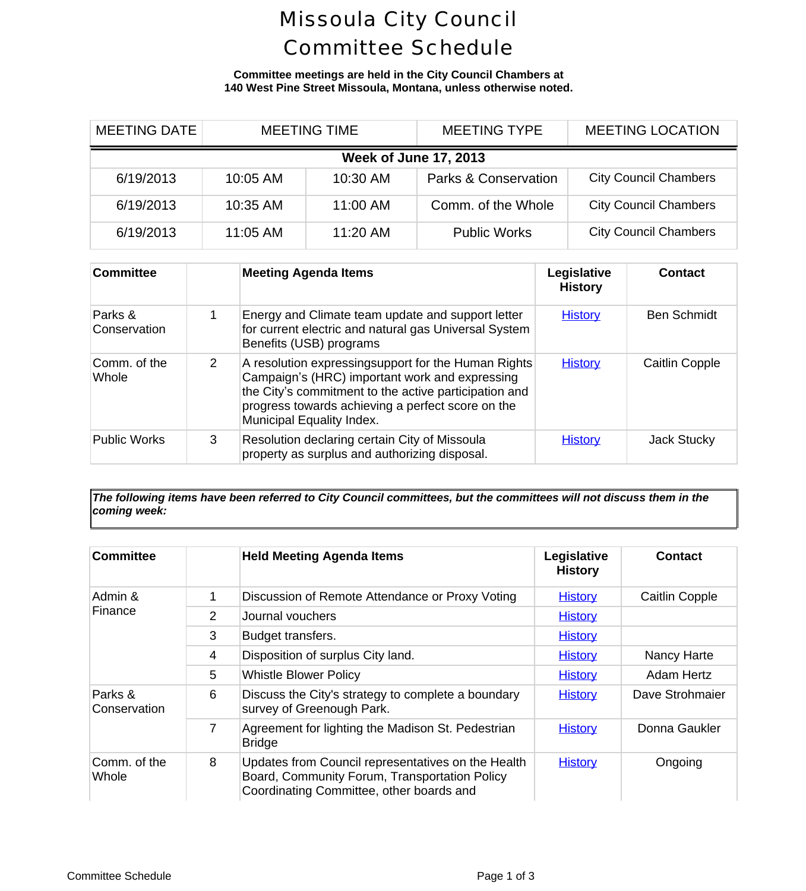# Missoula City Council Committee Schedule

**Committee meetings are held in the City Council Chambers at 140 West Pine Street Missoula, Montana, unless otherwise noted.**

| MEETING DATE | MEETING TIME | | MEETING TYPE | MEETING LOCATION |
|---|---|---|---|---|
| **Week of June 17, 2013** | | | | |
| 6/19/2013 | 10:05 AM | 10:30 AM | Parks & Conservation | City Council Chambers |
| 6/19/2013 | 10:35 AM | 11:00 AM | Comm. of the Whole | City Council Chambers |
| 6/19/2013 | 11:05 AM | 11:20 AM | Public Works | City Council Chambers |

| Committee | | Meeting Agenda Items | Legislative History | Contact |
|---|---|---|---|---|
| Parks & Conservation | 1 | Energy and Climate team update and support letter for current electric and natural gas Universal System Benefits (USB) programs | History | Ben Schmidt |
| Comm. of the Whole | 2 | A resolution expressingsupport for the Human Rights Campaign's (HRC) important work and expressing the City's commitment to the active participation and progress towards achieving a perfect score on the Municipal Equality Index. | History | Caitlin Copple |
| Public Works | 3 | Resolution declaring certain City of Missoula property as surplus and authorizing disposal. | History | Jack Stucky |

***The following items have been referred to City Council committees, but the committees will not discuss them in the coming week:***

| Committee | | Held Meeting Agenda Items | Legislative History | Contact |
|---|---|---|---|---|
| Admin & Finance | 1 | Discussion of Remote Attendance or Proxy Voting | History | Caitlin Copple |
| | 2 | Journal vouchers | History | |
| | 3 | Budget transfers. | History | |
| | 4 | Disposition of surplus City land. | History | Nancy Harte |
| | 5 | Whistle Blower Policy | History | Adam Hertz |
| Parks & Conservation | 6 | Discuss the City's strategy to complete a boundary survey of Greenough Park. | History | Dave Strohmaier |
| | 7 | Agreement for lighting the Madison St. Pedestrian Bridge | History | Donna Gaukler |
| Comm. of the Whole | 8 | Updates from Council representatives on the Health Board, Community Forum, Transportation Policy Coordinating Committee, other boards and | History | Ongoing |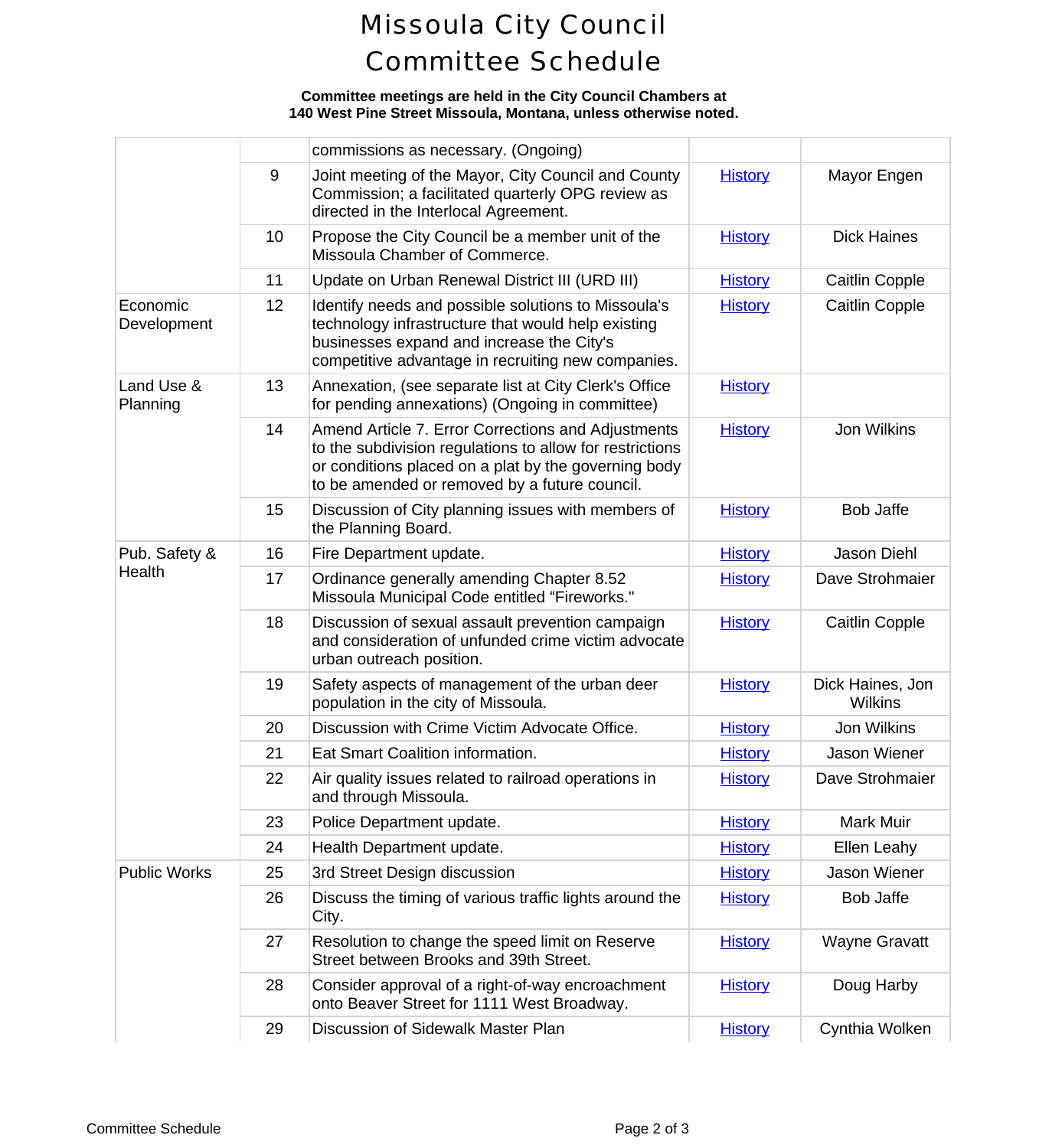# Missoula City Council Committee Schedule

**Committee meetings are held in the City Council Chambers at 140 West Pine Street Missoula, Montana, unless otherwise noted.**

| | | | | |
|---|---|---|---|---|
| | | commissions as necessary. (Ongoing) | | |
| | 9 | Joint meeting of the Mayor, City Council and County Commission; a facilitated quarterly OPG review as directed in the Interlocal Agreement. | History | Mayor Engen |
| | 10 | Propose the City Council be a member unit of the Missoula Chamber of Commerce. | History | Dick Haines |
| | 11 | Update on Urban Renewal District III (URD III) | History | Caitlin Copple |
| Economic Development | 12 | Identify needs and possible solutions to Missoula's technology infrastructure that would help existing businesses expand and increase the City's competitive advantage in recruiting new companies. | History | Caitlin Copple |
| Land Use & Planning | 13 | Annexation, (see separate list at City Clerk's Office for pending annexations) (Ongoing in committee) | History | |
| | 14 | Amend Article 7. Error Corrections and Adjustments to the subdivision regulations to allow for restrictions or conditions placed on a plat by the governing body to be amended or removed by a future council. | History | Jon Wilkins |
| | 15 | Discussion of City planning issues with members of the Planning Board. | History | Bob Jaffe |
| Pub. Safety & Health | 16 | Fire Department update. | History | Jason Diehl |
| | 17 | Ordinance generally amending Chapter 8.52 Missoula Municipal Code entitled "Fireworks." | History | Dave Strohmaier |
| | 18 | Discussion of sexual assault prevention campaign and consideration of unfunded crime victim advocate urban outreach position. | History | Caitlin Copple |
| | 19 | Safety aspects of management of the urban deer population in the city of Missoula. | History | Dick Haines, Jon Wilkins |
| | 20 | Discussion with Crime Victim Advocate Office. | History | Jon Wilkins |
| | 21 | Eat Smart Coalition information. | History | Jason Wiener |
| | 22 | Air quality issues related to railroad operations in and through Missoula. | History | Dave Strohmaier |
| | 23 | Police Department update. | History | Mark Muir |
| | 24 | Health Department update. | History | Ellen Leahy |
| Public Works | 25 | 3rd Street Design discussion | History | Jason Wiener |
| | 26 | Discuss the timing of various traffic lights around the City. | History | Bob Jaffe |
| | 27 | Resolution to change the speed limit on Reserve Street between Brooks and 39th Street. | History | Wayne Gravatt |
| | 28 | Consider approval of a right-of-way encroachment onto Beaver Street for 1111 West Broadway. | History | Doug Harby |
| | 29 | Discussion of Sidewalk Master Plan | History | Cynthia Wolken |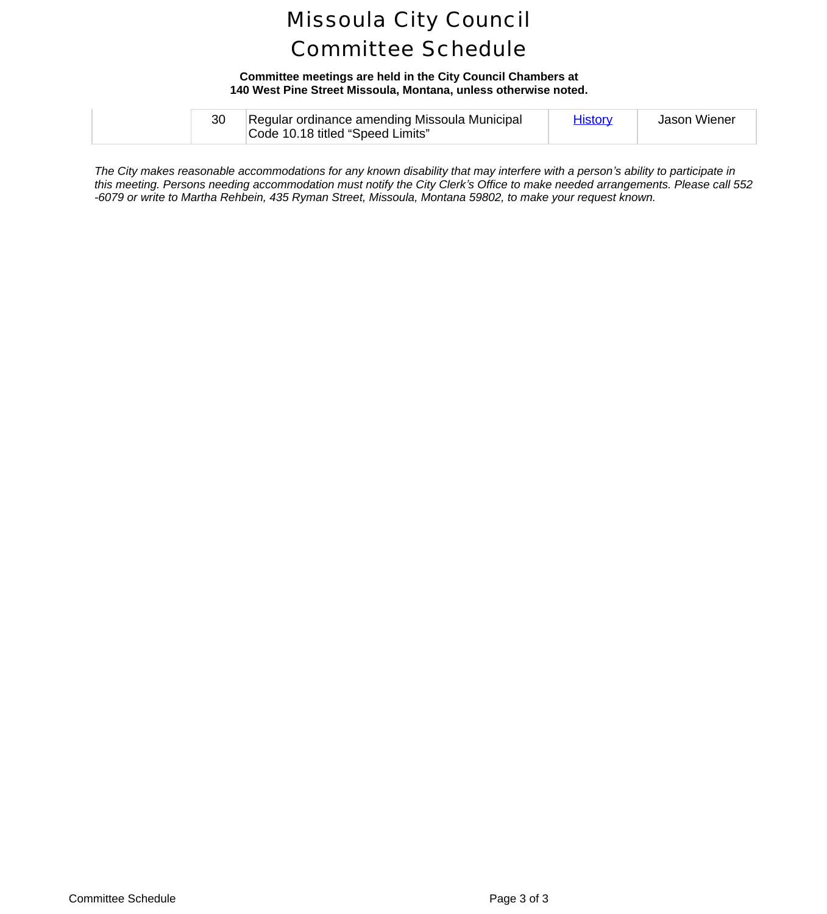# Missoula City Council
# Committee Schedule

**Committee meetings are held in the City Council Chambers at 140 West Pine Street Missoula, Montana, unless otherwise noted.**

| | | | | |
|---|---|---|---|---|
| | 30 | Regular ordinance amending Missoula Municipal Code 10.18 titled “Speed Limits” | History | Jason Wiener |

*The City makes reasonable accommodations for any known disability that may interfere with a person’s ability to participate in this meeting. Persons needing accommodation must notify the City Clerk’s Office to make needed arrangements. Please call 552 -6079 or write to Martha Rehbein, 435 Ryman Street, Missoula, Montana 59802, to make your request known.*